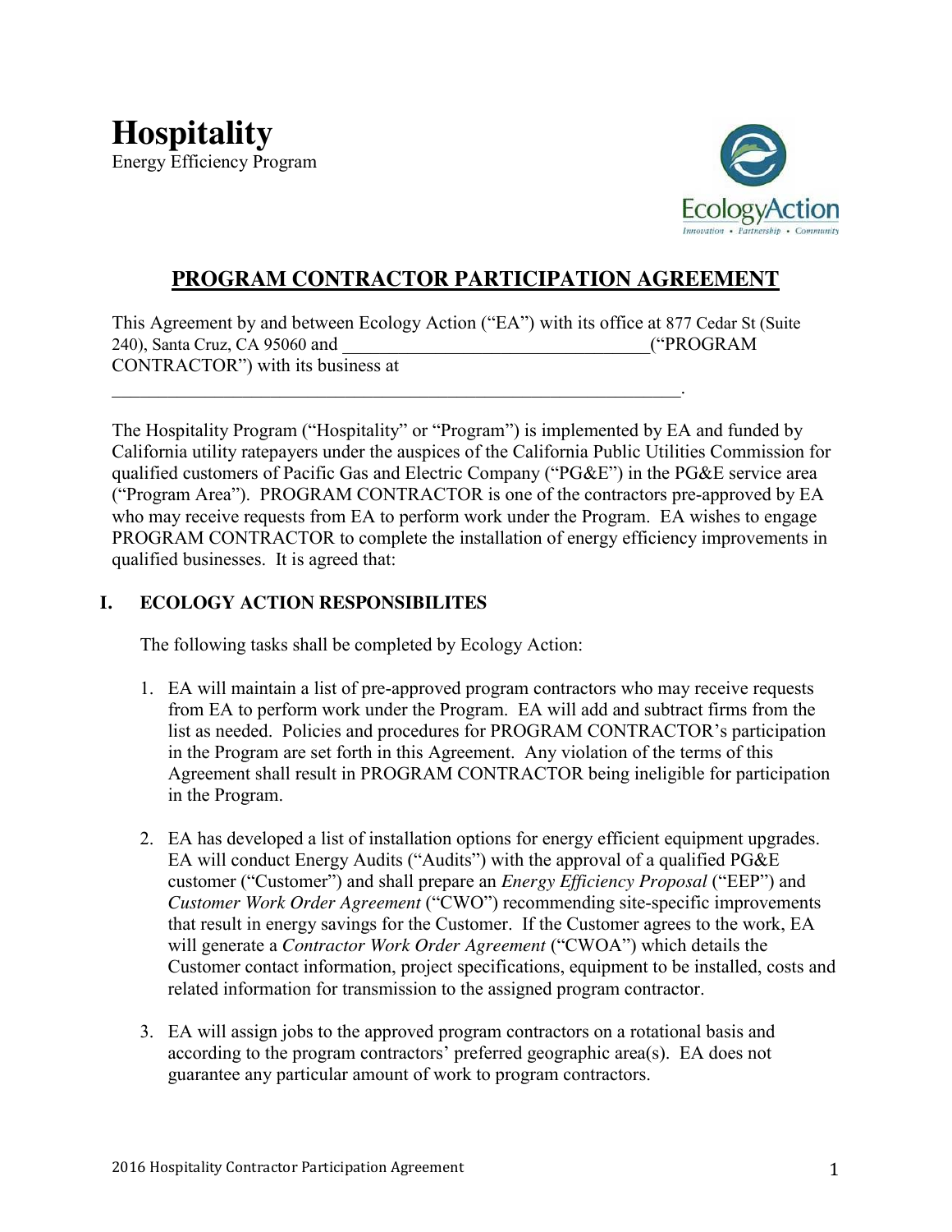# Hospitality

Energy Efficiency Program

## PROGRAM CONTRACTOR PARTICIPATION AGREEMENT

This Agreement by and between Ecology Action ("EA") with its office at 877 Cedar St (Suite 240), Santa Cruz, CA 95060 and ________________________________("PROGRAM CONTRACTOR") with its business at ____________________________________________________________.

The Hospitality Program ("Hospitality" or "Program") is implemented by EA and funded by California utility ratepayers under the auspices of the California Public Utilities Commission for qualified customers of Pacific Gas and Electric Company ("PG&E") in the PG&E service area ("Program Area"). PROGRAM CONTRACTOR is one of the contractors pre-approved by EA who may receive requests from EA to perform work under the Program. EA wishes to engage PROGRAM CONTRACTOR to complete the installation of energy efficiency improvements in qualified businesses. It is agreed that:

### I. ECOLOGY ACTION RESPONSIBILITES

The following tasks shall be completed by Ecology Action:

1. EA will maintain a list of pre-approved program contractors who may receive requests from EA to perform work under the Program. EA will add and subtract firms from the list as needed. Policies and procedures for PROGRAM CONTRACTOR's participation in the Program are set forth in this Agreement. Any violation of the terms of this Agreement shall result in PROGRAM CONTRACTOR being ineligible for participation in the Program.

2. EA has developed a list of installation options for energy efficient equipment upgrades. EA will conduct Energy Audits ("Audits") with the approval of a qualified PG&E customer ("Customer") and shall prepare an *Energy Efficiency Proposal* ("EEP") and *Customer Work Order Agreement* ("CWO") recommending site-specific improvements that result in energy savings for the Customer. If the Customer agrees to the work, EA will generate a *Contractor Work Order Agreement* ("CWOA") which details the Customer contact information, project specifications, equipment to be installed, costs and related information for transmission to the assigned program contractor.

3. EA will assign jobs to the approved program contractors on a rotational basis and according to the program contractors' preferred geographic area(s). EA does not guarantee any particular amount of work to program contractors.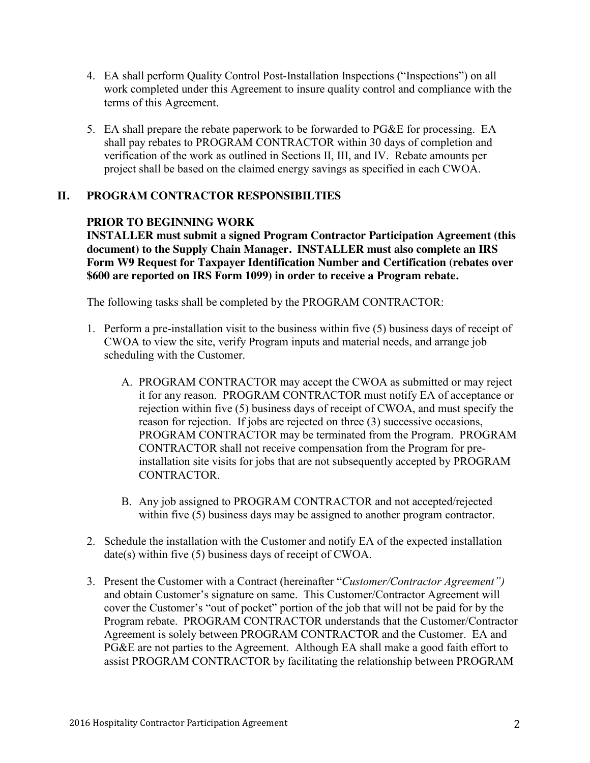4. EA shall perform Quality Control Post-Installation Inspections ("Inspections") on all work completed under this Agreement to insure quality control and compliance with the terms of this Agreement.

5. EA shall prepare the rebate paperwork to be forwarded to PG&E for processing. EA shall pay rebates to PROGRAM CONTRACTOR within 30 days of completion and verification of the work as outlined in Sections II, III, and IV. Rebate amounts per project shall be based on the claimed energy savings as specified in each CWOA.

## II. PROGRAM CONTRACTOR RESPONSIBILTIES

**PRIOR TO BEGINNING WORK**

**INSTALLER must submit a signed Program Contractor Participation Agreement (this document) to the Supply Chain Manager. INSTALLER must also complete an IRS Form W9 Request for Taxpayer Identification Number and Certification (rebates over $600 are reported on IRS Form 1099) in order to receive a Program rebate.**

The following tasks shall be completed by the PROGRAM CONTRACTOR:

1. Perform a pre-installation visit to the business within five (5) business days of receipt of CWOA to view the site, verify Program inputs and material needs, and arrange job scheduling with the Customer.

   A. PROGRAM CONTRACTOR may accept the CWOA as submitted or may reject it for any reason. PROGRAM CONTRACTOR must notify EA of acceptance or rejection within five (5) business days of receipt of CWOA, and must specify the reason for rejection. If jobs are rejected on three (3) successive occasions, PROGRAM CONTRACTOR may be terminated from the Program. PROGRAM CONTRACTOR shall not receive compensation from the Program for pre-installation site visits for jobs that are not subsequently accepted by PROGRAM CONTRACTOR.

   B. Any job assigned to PROGRAM CONTRACTOR and not accepted/rejected within five (5) business days may be assigned to another program contractor.

2. Schedule the installation with the Customer and notify EA of the expected installation date(s) within five (5) business days of receipt of CWOA.

3. Present the Customer with a Contract (hereinafter "*Customer/Contractor Agreement")* and obtain Customer's signature on same. This Customer/Contractor Agreement will cover the Customer's "out of pocket" portion of the job that will not be paid for by the Program rebate. PROGRAM CONTRACTOR understands that the Customer/Contractor Agreement is solely between PROGRAM CONTRACTOR and the Customer. EA and PG&E are not parties to the Agreement. Although EA shall make a good faith effort to assist PROGRAM CONTRACTOR by facilitating the relationship between PROGRAM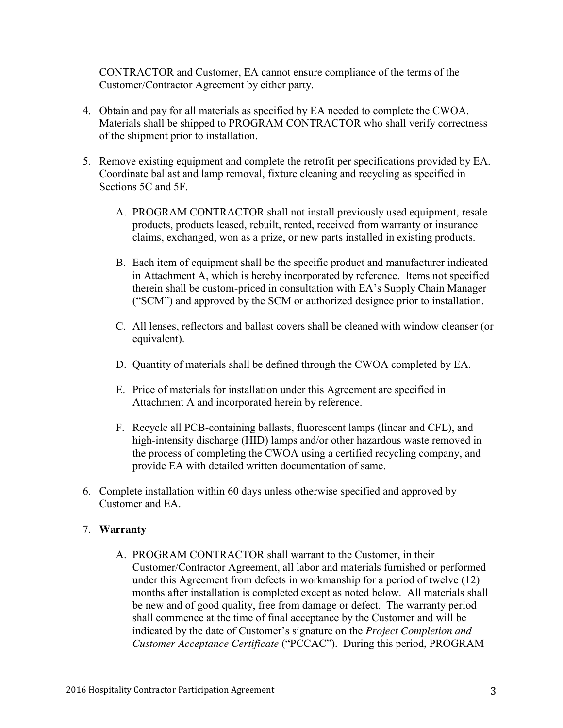CONTRACTOR and Customer, EA cannot ensure compliance of the terms of the Customer/Contractor Agreement by either party.

4. Obtain and pay for all materials as specified by EA needed to complete the CWOA. Materials shall be shipped to PROGRAM CONTRACTOR who shall verify correctness of the shipment prior to installation.

5. Remove existing equipment and complete the retrofit per specifications provided by EA. Coordinate ballast and lamp removal, fixture cleaning and recycling as specified in Sections 5C and 5F.

   A. PROGRAM CONTRACTOR shall not install previously used equipment, resale products, products leased, rebuilt, rented, received from warranty or insurance claims, exchanged, won as a prize, or new parts installed in existing products.

   B. Each item of equipment shall be the specific product and manufacturer indicated in Attachment A, which is hereby incorporated by reference. Items not specified therein shall be custom-priced in consultation with EA's Supply Chain Manager ("SCM") and approved by the SCM or authorized designee prior to installation.

   C. All lenses, reflectors and ballast covers shall be cleaned with window cleanser (or equivalent).

   D. Quantity of materials shall be defined through the CWOA completed by EA.

   E. Price of materials for installation under this Agreement are specified in Attachment A and incorporated herein by reference.

   F. Recycle all PCB-containing ballasts, fluorescent lamps (linear and CFL), and high-intensity discharge (HID) lamps and/or other hazardous waste removed in the process of completing the CWOA using a certified recycling company, and provide EA with detailed written documentation of same.

6. Complete installation within 60 days unless otherwise specified and approved by Customer and EA.

7. **Warranty**

   A. PROGRAM CONTRACTOR shall warrant to the Customer, in their Customer/Contractor Agreement, all labor and materials furnished or performed under this Agreement from defects in workmanship for a period of twelve (12) months after installation is completed except as noted below. All materials shall be new and of good quality, free from damage or defect. The warranty period shall commence at the time of final acceptance by the Customer and will be indicated by the date of Customer's signature on the *Project Completion and Customer Acceptance Certificate* ("PCCAC"). During this period, PROGRAM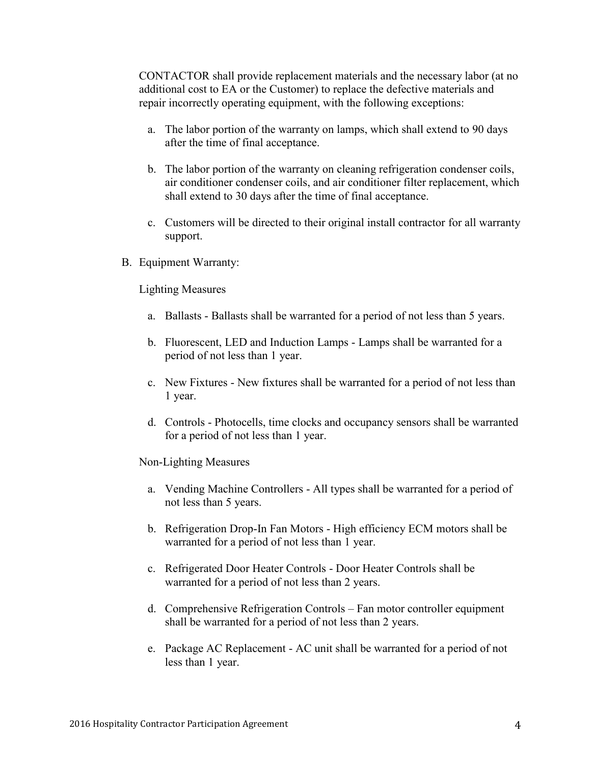CONTACTOR shall provide replacement materials and the necessary labor (at no additional cost to EA or the Customer) to replace the defective materials and repair incorrectly operating equipment, with the following exceptions:

a. The labor portion of the warranty on lamps, which shall extend to 90 days after the time of final acceptance.

b. The labor portion of the warranty on cleaning refrigeration condenser coils, air conditioner condenser coils, and air conditioner filter replacement, which shall extend to 30 days after the time of final acceptance.

c. Customers will be directed to their original install contractor for all warranty support.

B. Equipment Warranty:

Lighting Measures

a. Ballasts - Ballasts shall be warranted for a period of not less than 5 years.

b. Fluorescent, LED and Induction Lamps - Lamps shall be warranted for a period of not less than 1 year.

c. New Fixtures - New fixtures shall be warranted for a period of not less than 1 year.

d. Controls - Photocells, time clocks and occupancy sensors shall be warranted for a period of not less than 1 year.

Non-Lighting Measures

a. Vending Machine Controllers - All types shall be warranted for a period of not less than 5 years.

b. Refrigeration Drop-In Fan Motors - High efficiency ECM motors shall be warranted for a period of not less than 1 year.

c. Refrigerated Door Heater Controls - Door Heater Controls shall be warranted for a period of not less than 2 years.

d. Comprehensive Refrigeration Controls – Fan motor controller equipment shall be warranted for a period of not less than 2 years.

e. Package AC Replacement - AC unit shall be warranted for a period of not less than 1 year.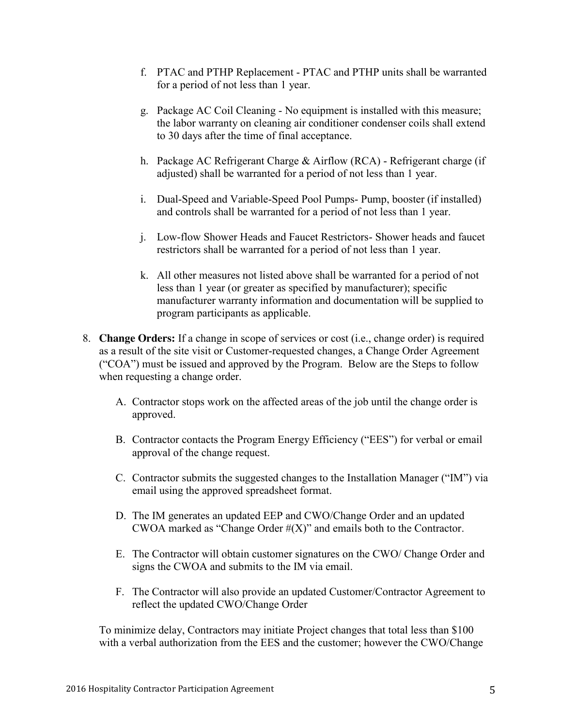f. PTAC and PTHP Replacement - PTAC and PTHP units shall be warranted for a period of not less than 1 year.

g. Package AC Coil Cleaning - No equipment is installed with this measure; the labor warranty on cleaning air conditioner condenser coils shall extend to 30 days after the time of final acceptance.

h. Package AC Refrigerant Charge & Airflow (RCA) - Refrigerant charge (if adjusted) shall be warranted for a period of not less than 1 year.

i. Dual-Speed and Variable-Speed Pool Pumps- Pump, booster (if installed) and controls shall be warranted for a period of not less than 1 year.

j. Low-flow Shower Heads and Faucet Restrictors- Shower heads and faucet restrictors shall be warranted for a period of not less than 1 year.

k. All other measures not listed above shall be warranted for a period of not less than 1 year (or greater as specified by manufacturer); specific manufacturer warranty information and documentation will be supplied to program participants as applicable.

8. **Change Orders:** If a change in scope of services or cost (i.e., change order) is required as a result of the site visit or Customer-requested changes, a Change Order Agreement ("COA") must be issued and approved by the Program. Below are the Steps to follow when requesting a change order.

   A. Contractor stops work on the affected areas of the job until the change order is approved.

   B. Contractor contacts the Program Energy Efficiency ("EES") for verbal or email approval of the change request.

   C. Contractor submits the suggested changes to the Installation Manager ("IM") via email using the approved spreadsheet format.

   D. The IM generates an updated EEP and CWO/Change Order and an updated CWOA marked as "Change Order #(X)" and emails both to the Contractor.

   E. The Contractor will obtain customer signatures on the CWO/ Change Order and signs the CWOA and submits to the IM via email.

   F. The Contractor will also provide an updated Customer/Contractor Agreement to reflect the updated CWO/Change Order

   To minimize delay, Contractors may initiate Project changes that total less than $100 with a verbal authorization from the EES and the customer; however the CWO/Change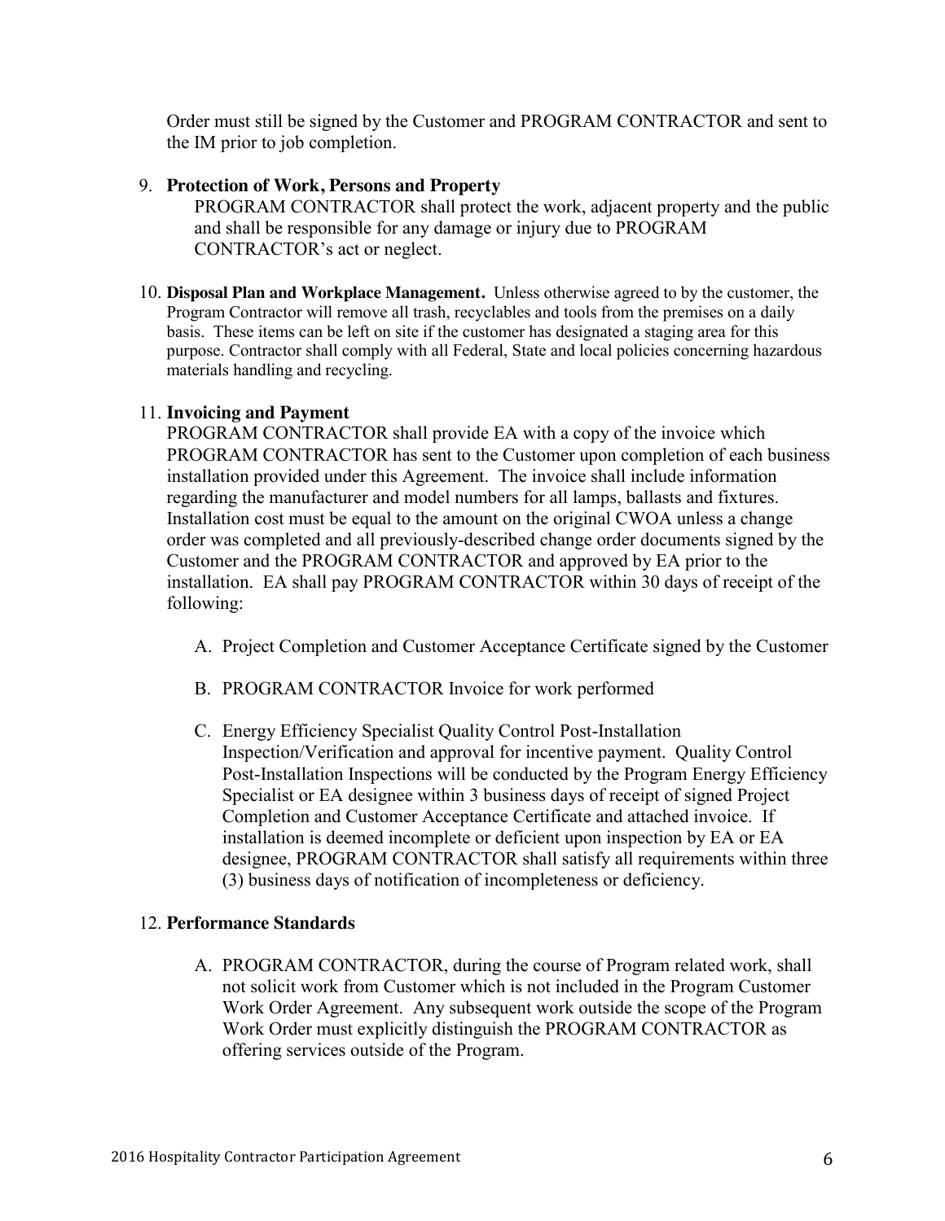Order must still be signed by the Customer and PROGRAM CONTRACTOR and sent to the IM prior to job completion.

9. **Protection of Work, Persons and Property**
   PROGRAM CONTRACTOR shall protect the work, adjacent property and the public and shall be responsible for any damage or injury due to PROGRAM CONTRACTOR's act or neglect.

10. **Disposal Plan and Workplace Management.** Unless otherwise agreed to by the customer, the Program Contractor will remove all trash, recyclables and tools from the premises on a daily basis. These items can be left on site if the customer has designated a staging area for this purpose. Contractor shall comply with all Federal, State and local policies concerning hazardous materials handling and recycling.

11. **Invoicing and Payment**
    PROGRAM CONTRACTOR shall provide EA with a copy of the invoice which PROGRAM CONTRACTOR has sent to the Customer upon completion of each business installation provided under this Agreement. The invoice shall include information regarding the manufacturer and model numbers for all lamps, ballasts and fixtures. Installation cost must be equal to the amount on the original CWOA unless a change order was completed and all previously-described change order documents signed by the Customer and the PROGRAM CONTRACTOR and approved by EA prior to the installation. EA shall pay PROGRAM CONTRACTOR within 30 days of receipt of the following:

    A. Project Completion and Customer Acceptance Certificate signed by the Customer

    B. PROGRAM CONTRACTOR Invoice for work performed

    C. Energy Efficiency Specialist Quality Control Post-Installation Inspection/Verification and approval for incentive payment. Quality Control Post-Installation Inspections will be conducted by the Program Energy Efficiency Specialist or EA designee within 3 business days of receipt of signed Project Completion and Customer Acceptance Certificate and attached invoice. If installation is deemed incomplete or deficient upon inspection by EA or EA designee, PROGRAM CONTRACTOR shall satisfy all requirements within three (3) business days of notification of incompleteness or deficiency.

12. **Performance Standards**

    A. PROGRAM CONTRACTOR, during the course of Program related work, shall not solicit work from Customer which is not included in the Program Customer Work Order Agreement. Any subsequent work outside the scope of the Program Work Order must explicitly distinguish the PROGRAM CONTRACTOR as offering services outside of the Program.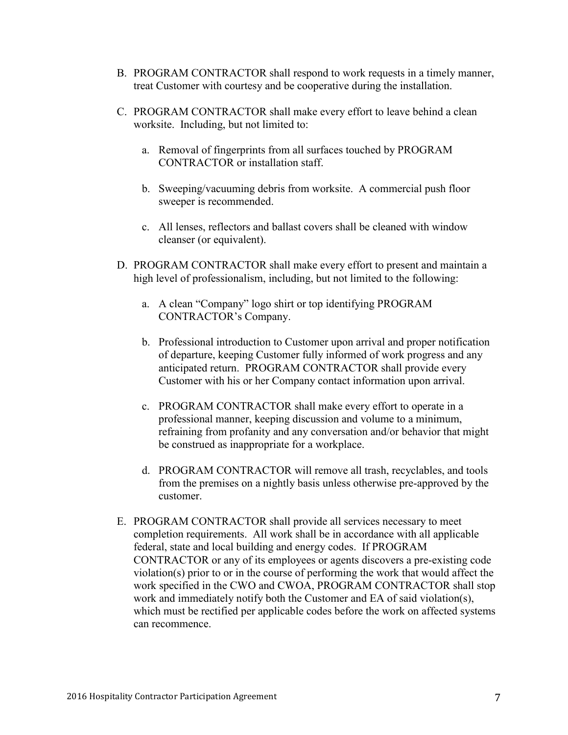B. PROGRAM CONTRACTOR shall respond to work requests in a timely manner, treat Customer with courtesy and be cooperative during the installation.

C. PROGRAM CONTRACTOR shall make every effort to leave behind a clean worksite. Including, but not limited to:

   a. Removal of fingerprints from all surfaces touched by PROGRAM CONTRACTOR or installation staff.

   b. Sweeping/vacuuming debris from worksite. A commercial push floor sweeper is recommended.

   c. All lenses, reflectors and ballast covers shall be cleaned with window cleanser (or equivalent).

D. PROGRAM CONTRACTOR shall make every effort to present and maintain a high level of professionalism, including, but not limited to the following:

   a. A clean "Company" logo shirt or top identifying PROGRAM CONTRACTOR's Company.

   b. Professional introduction to Customer upon arrival and proper notification of departure, keeping Customer fully informed of work progress and any anticipated return. PROGRAM CONTRACTOR shall provide every Customer with his or her Company contact information upon arrival.

   c. PROGRAM CONTRACTOR shall make every effort to operate in a professional manner, keeping discussion and volume to a minimum, refraining from profanity and any conversation and/or behavior that might be construed as inappropriate for a workplace.

   d. PROGRAM CONTRACTOR will remove all trash, recyclables, and tools from the premises on a nightly basis unless otherwise pre-approved by the customer.

E. PROGRAM CONTRACTOR shall provide all services necessary to meet completion requirements. All work shall be in accordance with all applicable federal, state and local building and energy codes. If PROGRAM CONTRACTOR or any of its employees or agents discovers a pre-existing code violation(s) prior to or in the course of performing the work that would affect the work specified in the CWO and CWOA, PROGRAM CONTRACTOR shall stop work and immediately notify both the Customer and EA of said violation(s), which must be rectified per applicable codes before the work on affected systems can recommence.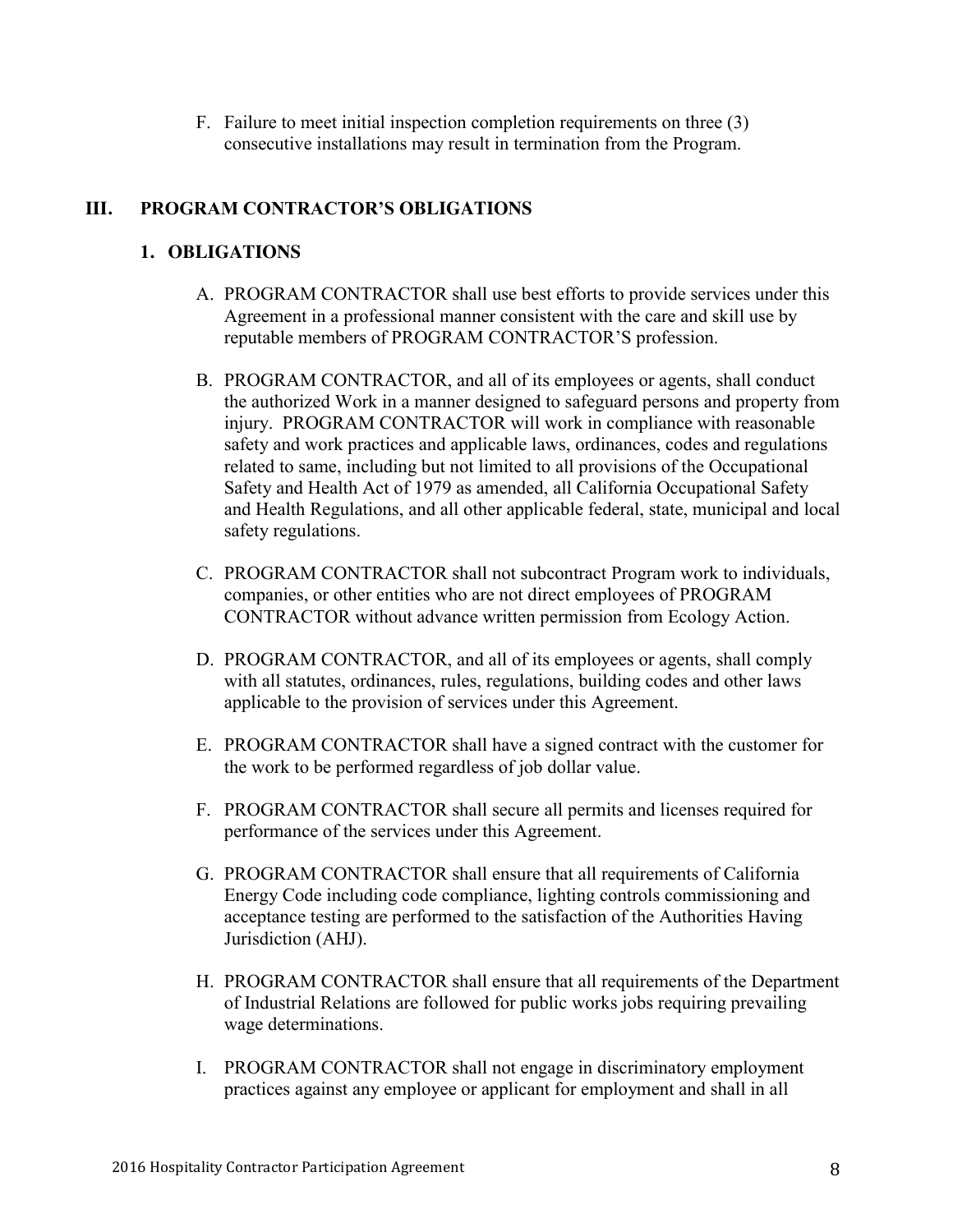F. Failure to meet initial inspection completion requirements on three (3) consecutive installations may result in termination from the Program.

## III. PROGRAM CONTRACTOR'S OBLIGATIONS

### 1. OBLIGATIONS

A. PROGRAM CONTRACTOR shall use best efforts to provide services under this Agreement in a professional manner consistent with the care and skill use by reputable members of PROGRAM CONTRACTOR'S profession.

B. PROGRAM CONTRACTOR, and all of its employees or agents, shall conduct the authorized Work in a manner designed to safeguard persons and property from injury. PROGRAM CONTRACTOR will work in compliance with reasonable safety and work practices and applicable laws, ordinances, codes and regulations related to same, including but not limited to all provisions of the Occupational Safety and Health Act of 1979 as amended, all California Occupational Safety and Health Regulations, and all other applicable federal, state, municipal and local safety regulations.

C. PROGRAM CONTRACTOR shall not subcontract Program work to individuals, companies, or other entities who are not direct employees of PROGRAM CONTRACTOR without advance written permission from Ecology Action.

D. PROGRAM CONTRACTOR, and all of its employees or agents, shall comply with all statutes, ordinances, rules, regulations, building codes and other laws applicable to the provision of services under this Agreement.

E. PROGRAM CONTRACTOR shall have a signed contract with the customer for the work to be performed regardless of job dollar value.

F. PROGRAM CONTRACTOR shall secure all permits and licenses required for performance of the services under this Agreement.

G. PROGRAM CONTRACTOR shall ensure that all requirements of California Energy Code including code compliance, lighting controls commissioning and acceptance testing are performed to the satisfaction of the Authorities Having Jurisdiction (AHJ).

H. PROGRAM CONTRACTOR shall ensure that all requirements of the Department of Industrial Relations are followed for public works jobs requiring prevailing wage determinations.

I. PROGRAM CONTRACTOR shall not engage in discriminatory employment practices against any employee or applicant for employment and shall in all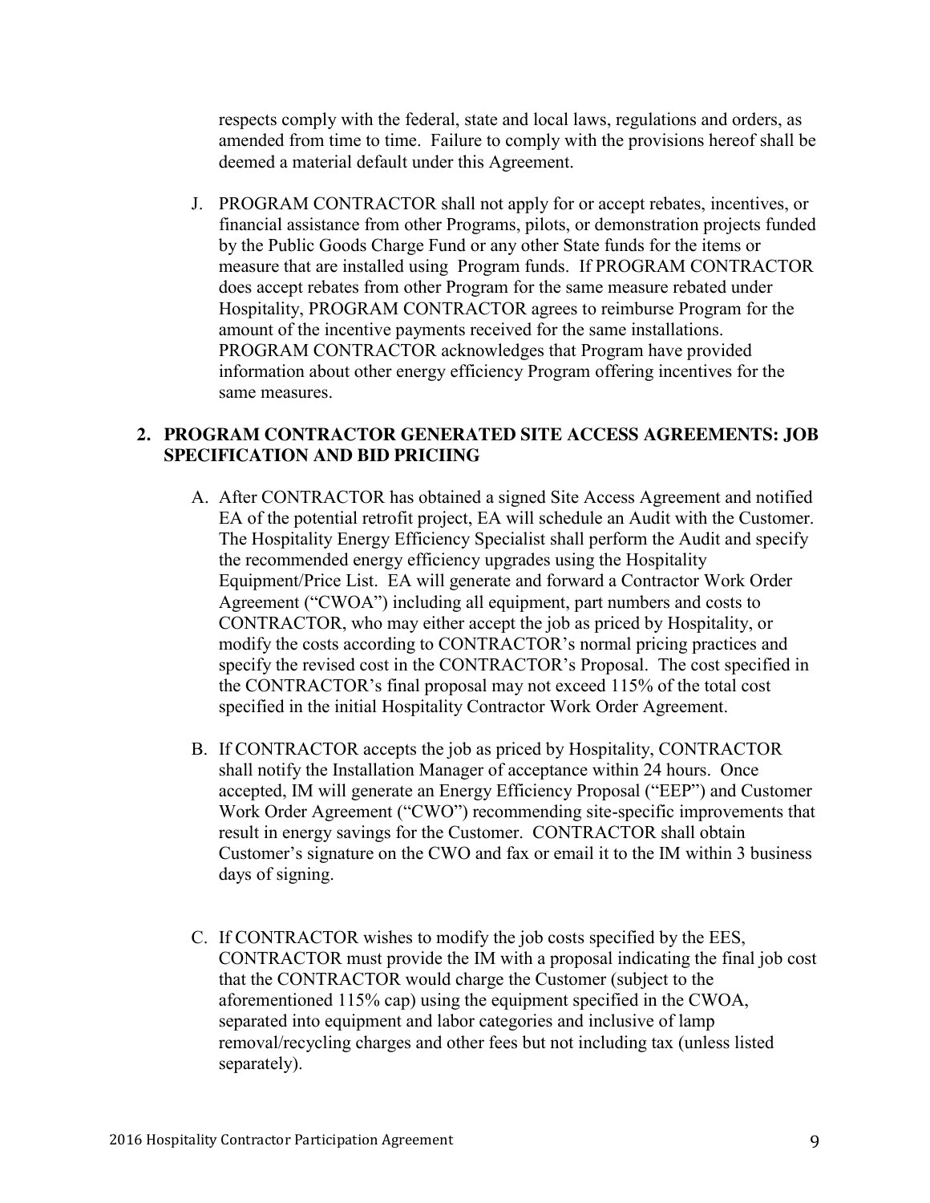respects comply with the federal, state and local laws, regulations and orders, as amended from time to time. Failure to comply with the provisions hereof shall be deemed a material default under this Agreement.

J. PROGRAM CONTRACTOR shall not apply for or accept rebates, incentives, or financial assistance from other Programs, pilots, or demonstration projects funded by the Public Goods Charge Fund or any other State funds for the items or measure that are installed using Program funds. If PROGRAM CONTRACTOR does accept rebates from other Program for the same measure rebated under Hospitality, PROGRAM CONTRACTOR agrees to reimburse Program for the amount of the incentive payments received for the same installations. PROGRAM CONTRACTOR acknowledges that Program have provided information about other energy efficiency Program offering incentives for the same measures.

## 2. PROGRAM CONTRACTOR GENERATED SITE ACCESS AGREEMENTS: JOB SPECIFICATION AND BID PRICIING

A. After CONTRACTOR has obtained a signed Site Access Agreement and notified EA of the potential retrofit project, EA will schedule an Audit with the Customer. The Hospitality Energy Efficiency Specialist shall perform the Audit and specify the recommended energy efficiency upgrades using the Hospitality Equipment/Price List. EA will generate and forward a Contractor Work Order Agreement ("CWOA") including all equipment, part numbers and costs to CONTRACTOR, who may either accept the job as priced by Hospitality, or modify the costs according to CONTRACTOR's normal pricing practices and specify the revised cost in the CONTRACTOR's Proposal. The cost specified in the CONTRACTOR's final proposal may not exceed 115% of the total cost specified in the initial Hospitality Contractor Work Order Agreement.

B. If CONTRACTOR accepts the job as priced by Hospitality, CONTRACTOR shall notify the Installation Manager of acceptance within 24 hours. Once accepted, IM will generate an Energy Efficiency Proposal ("EEP") and Customer Work Order Agreement ("CWO") recommending site-specific improvements that result in energy savings for the Customer. CONTRACTOR shall obtain Customer's signature on the CWO and fax or email it to the IM within 3 business days of signing.

C. If CONTRACTOR wishes to modify the job costs specified by the EES, CONTRACTOR must provide the IM with a proposal indicating the final job cost that the CONTRACTOR would charge the Customer (subject to the aforementioned 115% cap) using the equipment specified in the CWOA, separated into equipment and labor categories and inclusive of lamp removal/recycling charges and other fees but not including tax (unless listed separately).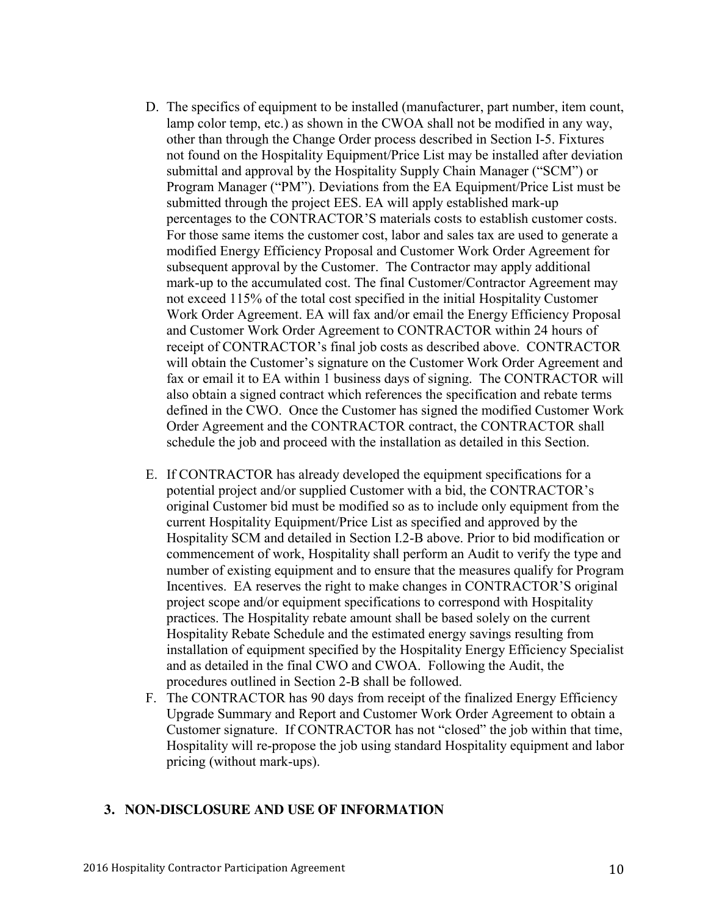D. The specifics of equipment to be installed (manufacturer, part number, item count, lamp color temp, etc.) as shown in the CWOA shall not be modified in any way, other than through the Change Order process described in Section I-5. Fixtures not found on the Hospitality Equipment/Price List may be installed after deviation submittal and approval by the Hospitality Supply Chain Manager ("SCM") or Program Manager ("PM"). Deviations from the EA Equipment/Price List must be submitted through the project EES. EA will apply established mark-up percentages to the CONTRACTOR'S materials costs to establish customer costs. For those same items the customer cost, labor and sales tax are used to generate a modified Energy Efficiency Proposal and Customer Work Order Agreement for subsequent approval by the Customer. The Contractor may apply additional mark-up to the accumulated cost. The final Customer/Contractor Agreement may not exceed 115% of the total cost specified in the initial Hospitality Customer Work Order Agreement. EA will fax and/or email the Energy Efficiency Proposal and Customer Work Order Agreement to CONTRACTOR within 24 hours of receipt of CONTRACTOR's final job costs as described above. CONTRACTOR will obtain the Customer's signature on the Customer Work Order Agreement and fax or email it to EA within 1 business days of signing. The CONTRACTOR will also obtain a signed contract which references the specification and rebate terms defined in the CWO. Once the Customer has signed the modified Customer Work Order Agreement and the CONTRACTOR contract, the CONTRACTOR shall schedule the job and proceed with the installation as detailed in this Section.

E. If CONTRACTOR has already developed the equipment specifications for a potential project and/or supplied Customer with a bid, the CONTRACTOR's original Customer bid must be modified so as to include only equipment from the current Hospitality Equipment/Price List as specified and approved by the Hospitality SCM and detailed in Section I.2-B above. Prior to bid modification or commencement of work, Hospitality shall perform an Audit to verify the type and number of existing equipment and to ensure that the measures qualify for Program Incentives. EA reserves the right to make changes in CONTRACTOR'S original project scope and/or equipment specifications to correspond with Hospitality practices. The Hospitality rebate amount shall be based solely on the current Hospitality Rebate Schedule and the estimated energy savings resulting from installation of equipment specified by the Hospitality Energy Efficiency Specialist and as detailed in the final CWO and CWOA. Following the Audit, the procedures outlined in Section 2-B shall be followed.

F. The CONTRACTOR has 90 days from receipt of the finalized Energy Efficiency Upgrade Summary and Report and Customer Work Order Agreement to obtain a Customer signature. If CONTRACTOR has not "closed" the job within that time, Hospitality will re-propose the job using standard Hospitality equipment and labor pricing (without mark-ups).

## 3. NON-DISCLOSURE AND USE OF INFORMATION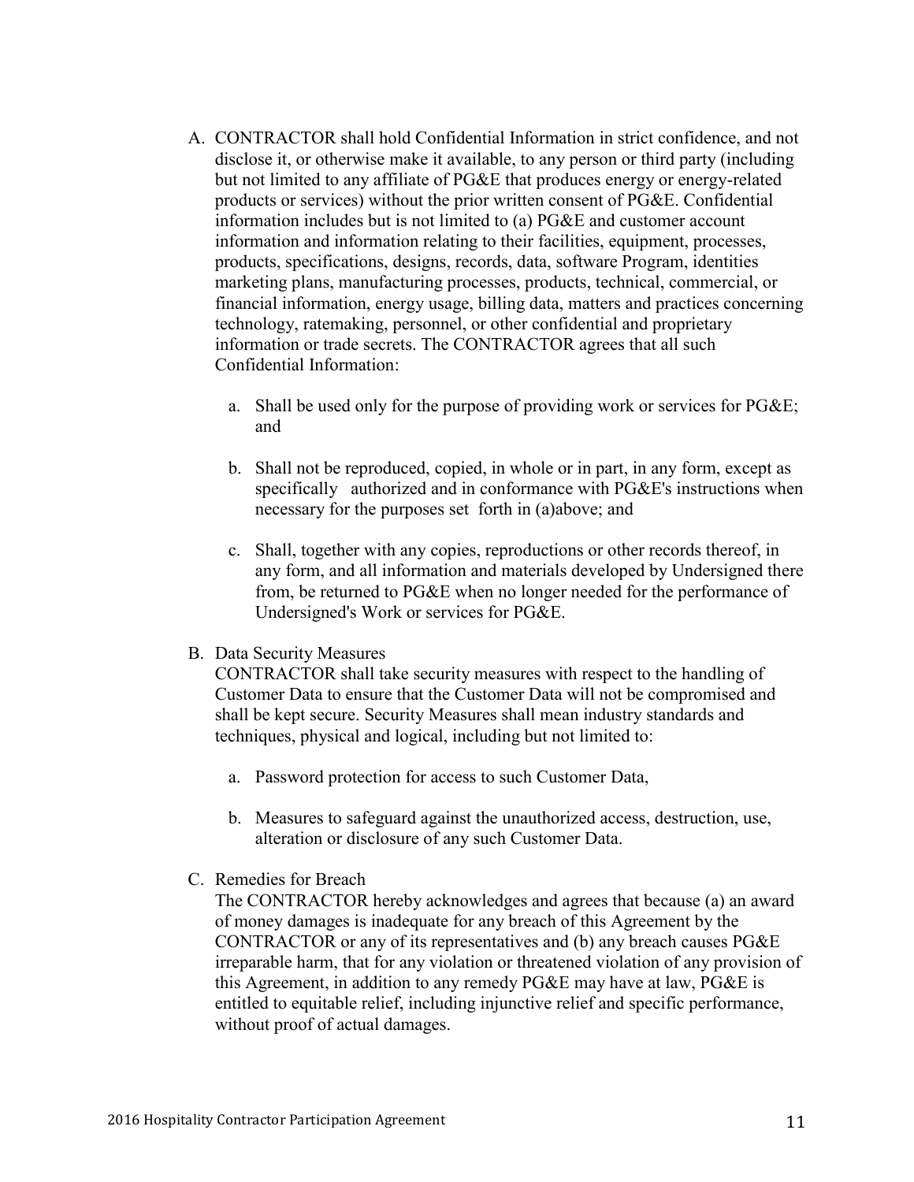A. CONTRACTOR shall hold Confidential Information in strict confidence, and not disclose it, or otherwise make it available, to any person or third party (including but not limited to any affiliate of PG&E that produces energy or energy-related products or services) without the prior written consent of PG&E. Confidential information includes but is not limited to (a) PG&E and customer account information and information relating to their facilities, equipment, processes, products, specifications, designs, records, data, software Program, identities marketing plans, manufacturing processes, products, technical, commercial, or financial information, energy usage, billing data, matters and practices concerning technology, ratemaking, personnel, or other confidential and proprietary information or trade secrets. The CONTRACTOR agrees that all such Confidential Information:

   a. Shall be used only for the purpose of providing work or services for PG&E; and

   b. Shall not be reproduced, copied, in whole or in part, in any form, except as specifically authorized and in conformance with PG&E's instructions when necessary for the purposes set forth in (a)above; and

   c. Shall, together with any copies, reproductions or other records thereof, in any form, and all information and materials developed by Undersigned there from, be returned to PG&E when no longer needed for the performance of Undersigned's Work or services for PG&E.

B. Data Security Measures
   CONTRACTOR shall take security measures with respect to the handling of Customer Data to ensure that the Customer Data will not be compromised and shall be kept secure. Security Measures shall mean industry standards and techniques, physical and logical, including but not limited to:

   a. Password protection for access to such Customer Data,

   b. Measures to safeguard against the unauthorized access, destruction, use, alteration or disclosure of any such Customer Data.

C. Remedies for Breach
   The CONTRACTOR hereby acknowledges and agrees that because (a) an award of money damages is inadequate for any breach of this Agreement by the CONTRACTOR or any of its representatives and (b) any breach causes PG&E irreparable harm, that for any violation or threatened violation of any provision of this Agreement, in addition to any remedy PG&E may have at law, PG&E is entitled to equitable relief, including injunctive relief and specific performance, without proof of actual damages.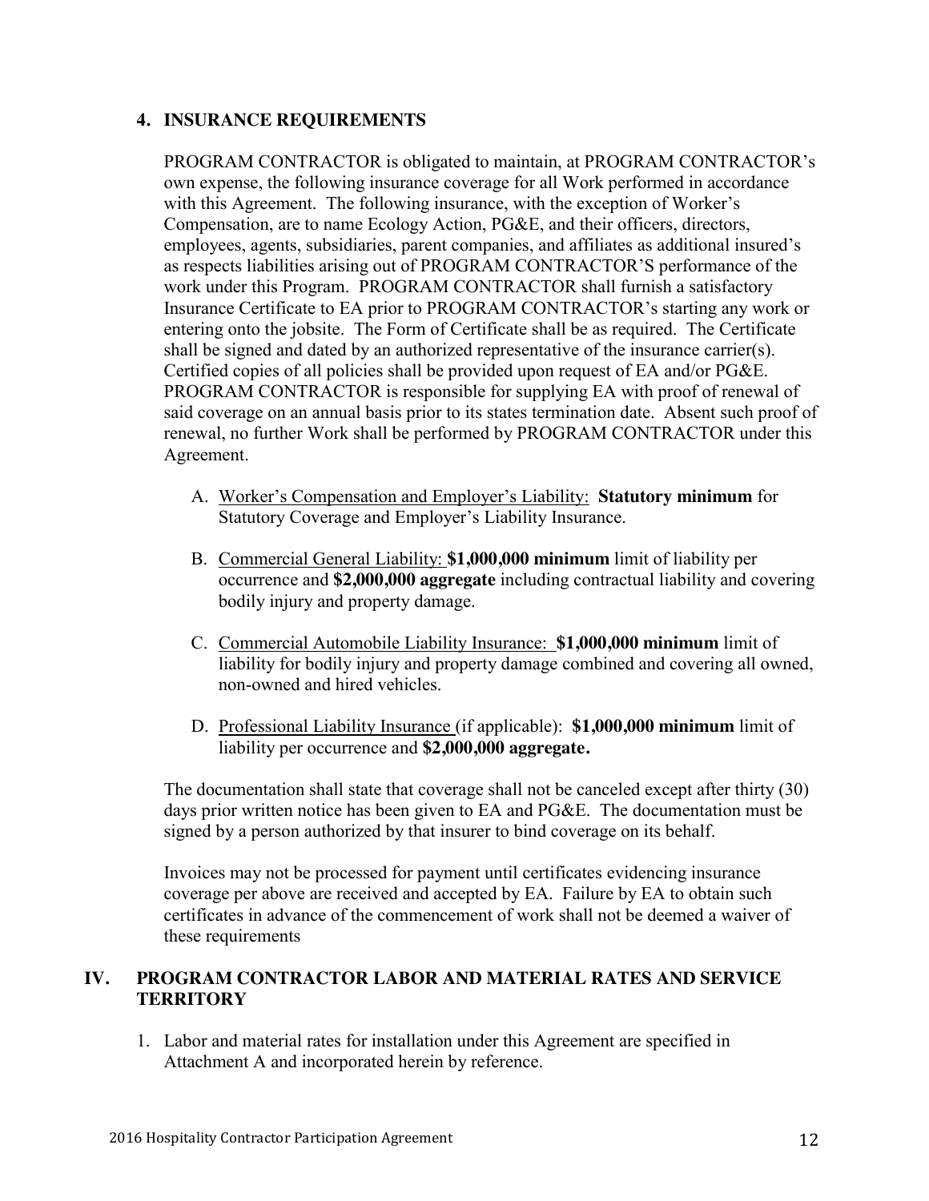### 4. INSURANCE REQUIREMENTS

PROGRAM CONTRACTOR is obligated to maintain, at PROGRAM CONTRACTOR's own expense, the following insurance coverage for all Work performed in accordance with this Agreement. The following insurance, with the exception of Worker's Compensation, are to name Ecology Action, PG&E, and their officers, directors, employees, agents, subsidiaries, parent companies, and affiliates as additional insured's as respects liabilities arising out of PROGRAM CONTRACTOR'S performance of the work under this Program. PROGRAM CONTRACTOR shall furnish a satisfactory Insurance Certificate to EA prior to PROGRAM CONTRACTOR's starting any work or entering onto the jobsite. The Form of Certificate shall be as required. The Certificate shall be signed and dated by an authorized representative of the insurance carrier(s). Certified copies of all policies shall be provided upon request of EA and/or PG&E. PROGRAM CONTRACTOR is responsible for supplying EA with proof of renewal of said coverage on an annual basis prior to its states termination date. Absent such proof of renewal, no further Work shall be performed by PROGRAM CONTRACTOR under this Agreement.

A. Worker's Compensation and Employer's Liability: **Statutory minimum** for Statutory Coverage and Employer's Liability Insurance.

B. Commercial General Liability: **$1,000,000 minimum** limit of liability per occurrence and **$2,000,000 aggregate** including contractual liability and covering bodily injury and property damage.

C. Commercial Automobile Liability Insurance: **$1,000,000 minimum** limit of liability for bodily injury and property damage combined and covering all owned, non-owned and hired vehicles.

D. Professional Liability Insurance (if applicable): **$1,000,000 minimum** limit of liability per occurrence and **$2,000,000 aggregate.**

The documentation shall state that coverage shall not be canceled except after thirty (30) days prior written notice has been given to EA and PG&E. The documentation must be signed by a person authorized by that insurer to bind coverage on its behalf.

Invoices may not be processed for payment until certificates evidencing insurance coverage per above are received and accepted by EA. Failure by EA to obtain such certificates in advance of the commencement of work shall not be deemed a waiver of these requirements

## IV. PROGRAM CONTRACTOR LABOR AND MATERIAL RATES AND SERVICE TERRITORY

1. Labor and material rates for installation under this Agreement are specified in Attachment A and incorporated herein by reference.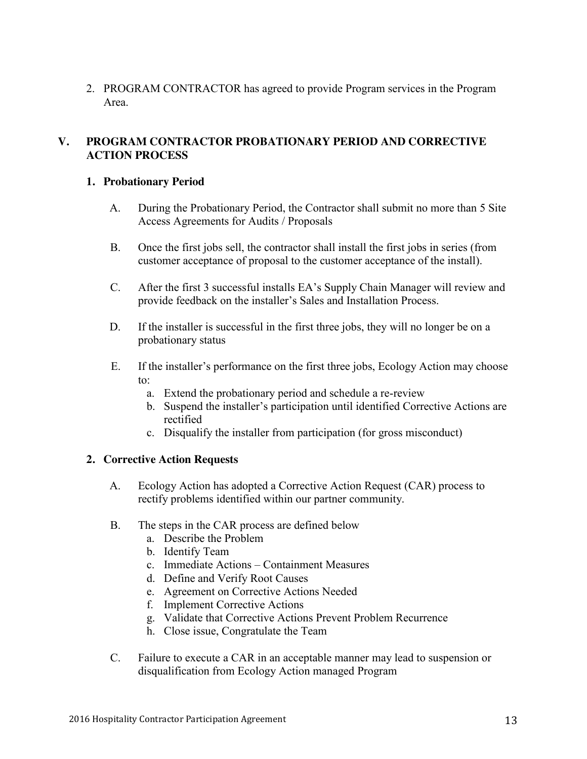2. PROGRAM CONTRACTOR has agreed to provide Program services in the Program Area.

## V. PROGRAM CONTRACTOR PROBATIONARY PERIOD AND CORRECTIVE ACTION PROCESS

### 1. Probationary Period

A. During the Probationary Period, the Contractor shall submit no more than 5 Site Access Agreements for Audits / Proposals

B. Once the first jobs sell, the contractor shall install the first jobs in series (from customer acceptance of proposal to the customer acceptance of the install).

C. After the first 3 successful installs EA's Supply Chain Manager will review and provide feedback on the installer's Sales and Installation Process.

D. If the installer is successful in the first three jobs, they will no longer be on a probationary status

E. If the installer's performance on the first three jobs, Ecology Action may choose to:

  a. Extend the probationary period and schedule a re-review
  b. Suspend the installer's participation until identified Corrective Actions are rectified
  c. Disqualify the installer from participation (for gross misconduct)

### 2. Corrective Action Requests

A. Ecology Action has adopted a Corrective Action Request (CAR) process to rectify problems identified within our partner community.

B. The steps in the CAR process are defined below

  a. Describe the Problem
  b. Identify Team
  c. Immediate Actions – Containment Measures
  d. Define and Verify Root Causes
  e. Agreement on Corrective Actions Needed
  f. Implement Corrective Actions
  g. Validate that Corrective Actions Prevent Problem Recurrence
  h. Close issue, Congratulate the Team

C. Failure to execute a CAR in an acceptable manner may lead to suspension or disqualification from Ecology Action managed Program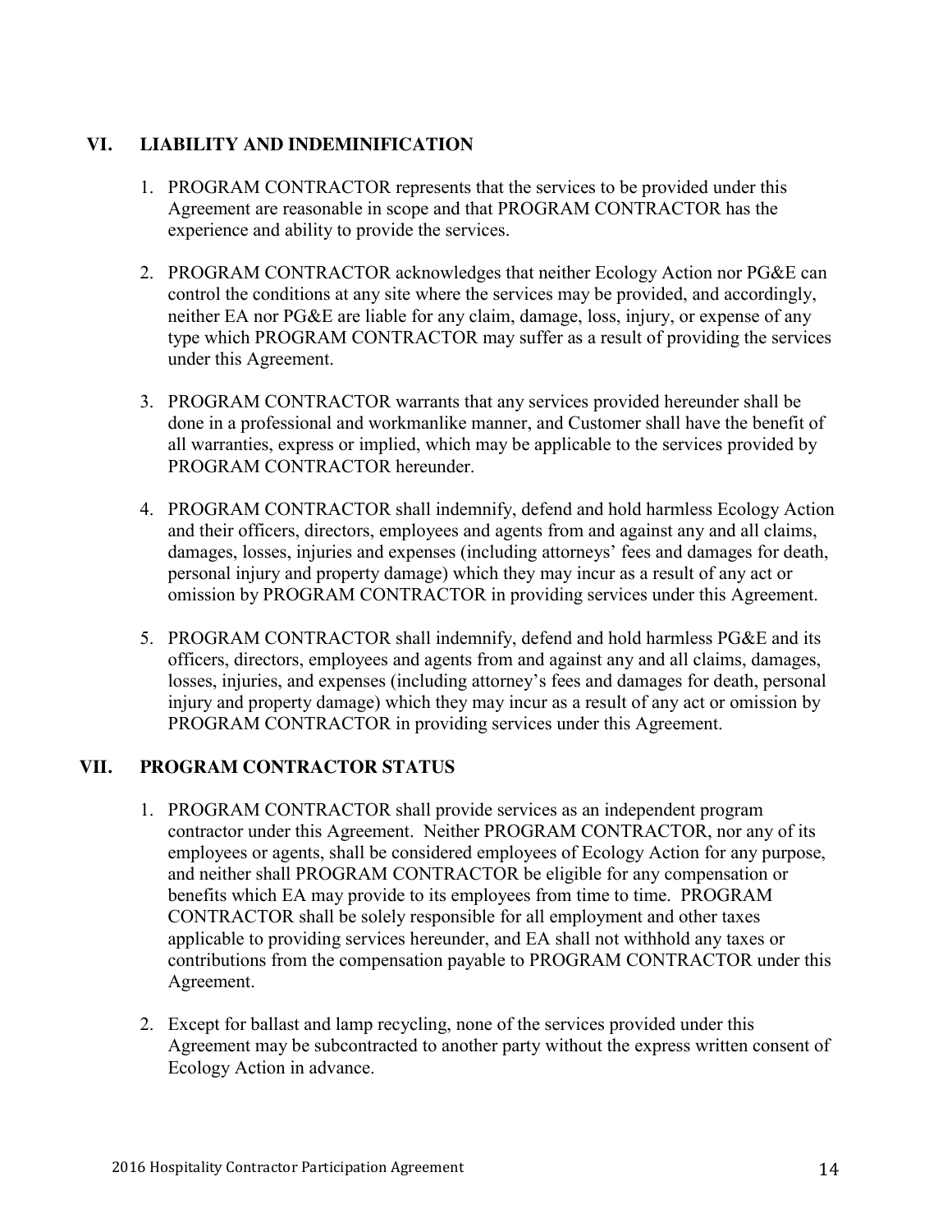## VI. LIABILITY AND INDEMINIFICATION

1. PROGRAM CONTRACTOR represents that the services to be provided under this Agreement are reasonable in scope and that PROGRAM CONTRACTOR has the experience and ability to provide the services.

2. PROGRAM CONTRACTOR acknowledges that neither Ecology Action nor PG&E can control the conditions at any site where the services may be provided, and accordingly, neither EA nor PG&E are liable for any claim, damage, loss, injury, or expense of any type which PROGRAM CONTRACTOR may suffer as a result of providing the services under this Agreement.

3. PROGRAM CONTRACTOR warrants that any services provided hereunder shall be done in a professional and workmanlike manner, and Customer shall have the benefit of all warranties, express or implied, which may be applicable to the services provided by PROGRAM CONTRACTOR hereunder.

4. PROGRAM CONTRACTOR shall indemnify, defend and hold harmless Ecology Action and their officers, directors, employees and agents from and against any and all claims, damages, losses, injuries and expenses (including attorneys' fees and damages for death, personal injury and property damage) which they may incur as a result of any act or omission by PROGRAM CONTRACTOR in providing services under this Agreement.

5. PROGRAM CONTRACTOR shall indemnify, defend and hold harmless PG&E and its officers, directors, employees and agents from and against any and all claims, damages, losses, injuries, and expenses (including attorney's fees and damages for death, personal injury and property damage) which they may incur as a result of any act or omission by PROGRAM CONTRACTOR in providing services under this Agreement.

## VII. PROGRAM CONTRACTOR STATUS

1. PROGRAM CONTRACTOR shall provide services as an independent program contractor under this Agreement. Neither PROGRAM CONTRACTOR, nor any of its employees or agents, shall be considered employees of Ecology Action for any purpose, and neither shall PROGRAM CONTRACTOR be eligible for any compensation or benefits which EA may provide to its employees from time to time. PROGRAM CONTRACTOR shall be solely responsible for all employment and other taxes applicable to providing services hereunder, and EA shall not withhold any taxes or contributions from the compensation payable to PROGRAM CONTRACTOR under this Agreement.

2. Except for ballast and lamp recycling, none of the services provided under this Agreement may be subcontracted to another party without the express written consent of Ecology Action in advance.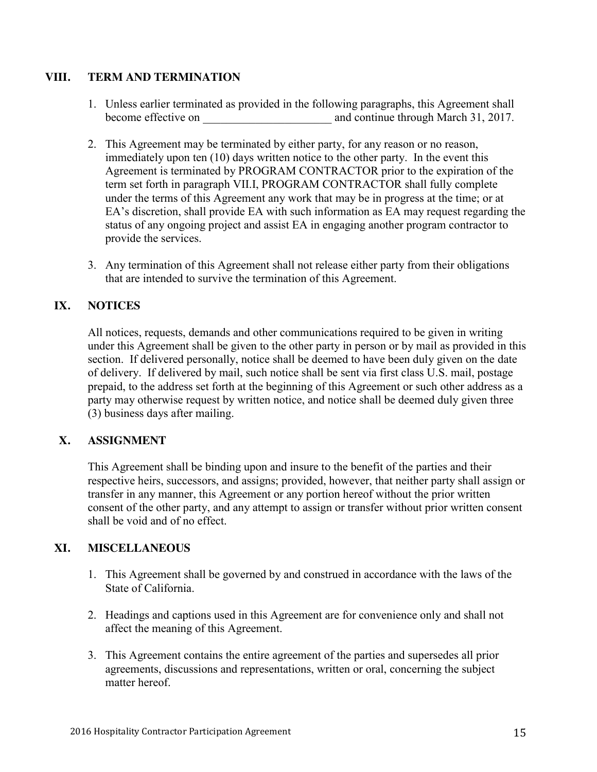## VIII. TERM AND TERMINATION

1. Unless earlier terminated as provided in the following paragraphs, this Agreement shall become effective on ______________________ and continue through March 31, 2017.

2. This Agreement may be terminated by either party, for any reason or no reason, immediately upon ten (10) days written notice to the other party. In the event this Agreement is terminated by PROGRAM CONTRACTOR prior to the expiration of the term set forth in paragraph VII.I, PROGRAM CONTRACTOR shall fully complete under the terms of this Agreement any work that may be in progress at the time; or at EA's discretion, shall provide EA with such information as EA may request regarding the status of any ongoing project and assist EA in engaging another program contractor to provide the services.

3. Any termination of this Agreement shall not release either party from their obligations that are intended to survive the termination of this Agreement.

## IX. NOTICES

All notices, requests, demands and other communications required to be given in writing under this Agreement shall be given to the other party in person or by mail as provided in this section. If delivered personally, notice shall be deemed to have been duly given on the date of delivery. If delivered by mail, such notice shall be sent via first class U.S. mail, postage prepaid, to the address set forth at the beginning of this Agreement or such other address as a party may otherwise request by written notice, and notice shall be deemed duly given three (3) business days after mailing.

## X. ASSIGNMENT

This Agreement shall be binding upon and insure to the benefit of the parties and their respective heirs, successors, and assigns; provided, however, that neither party shall assign or transfer in any manner, this Agreement or any portion hereof without the prior written consent of the other party, and any attempt to assign or transfer without prior written consent shall be void and of no effect.

## XI. MISCELLANEOUS

1. This Agreement shall be governed by and construed in accordance with the laws of the State of California.

2. Headings and captions used in this Agreement are for convenience only and shall not affect the meaning of this Agreement.

3. This Agreement contains the entire agreement of the parties and supersedes all prior agreements, discussions and representations, written or oral, concerning the subject matter hereof.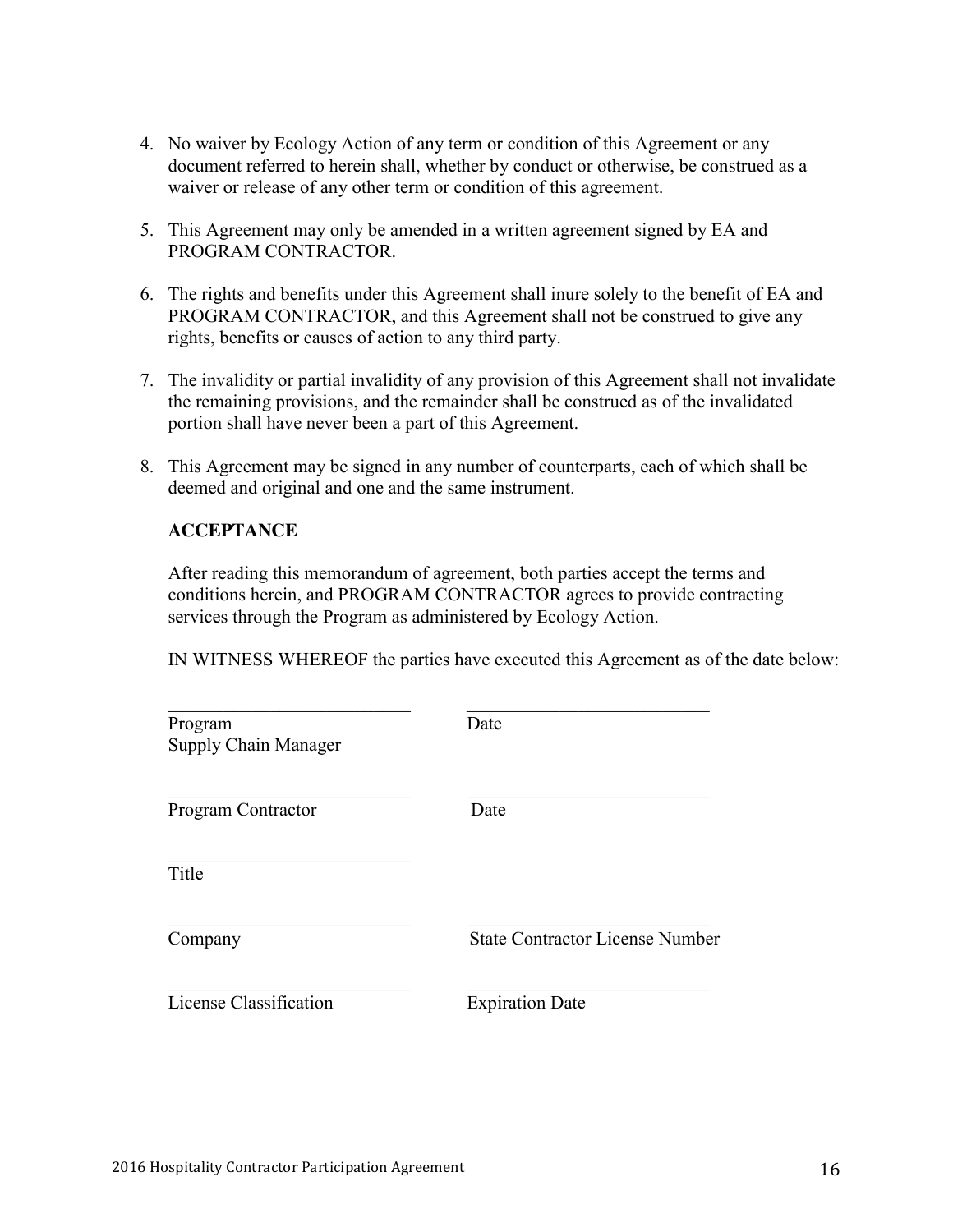4. No waiver by Ecology Action of any term or condition of this Agreement or any document referred to herein shall, whether by conduct or otherwise, be construed as a waiver or release of any other term or condition of this agreement.

5. This Agreement may only be amended in a written agreement signed by EA and PROGRAM CONTRACTOR.

6. The rights and benefits under this Agreement shall inure solely to the benefit of EA and PROGRAM CONTRACTOR, and this Agreement shall not be construed to give any rights, benefits or causes of action to any third party.

7. The invalidity or partial invalidity of any provision of this Agreement shall not invalidate the remaining provisions, and the remainder shall be construed as of the invalidated portion shall have never been a part of this Agreement.

8. This Agreement may be signed in any number of counterparts, each of which shall be deemed and original and one and the same instrument.

**ACCEPTANCE**

After reading this memorandum of agreement, both parties accept the terms and conditions herein, and PROGRAM CONTRACTOR agrees to provide contracting services through the Program as administered by Ecology Action.

IN WITNESS WHEREOF the parties have executed this Agreement as of the date below:

| | |
|---|---|
| ___________________________ | ___________________________ |
| Program<br>Supply Chain Manager | Date |
| ___________________________ | ___________________________ |
| Program Contractor | Date |
| ___________________________ | |
| Title | |
| ___________________________ | ___________________________ |
| Company | State Contractor License Number |
| ___________________________ | ___________________________ |
| License Classification | Expiration Date |